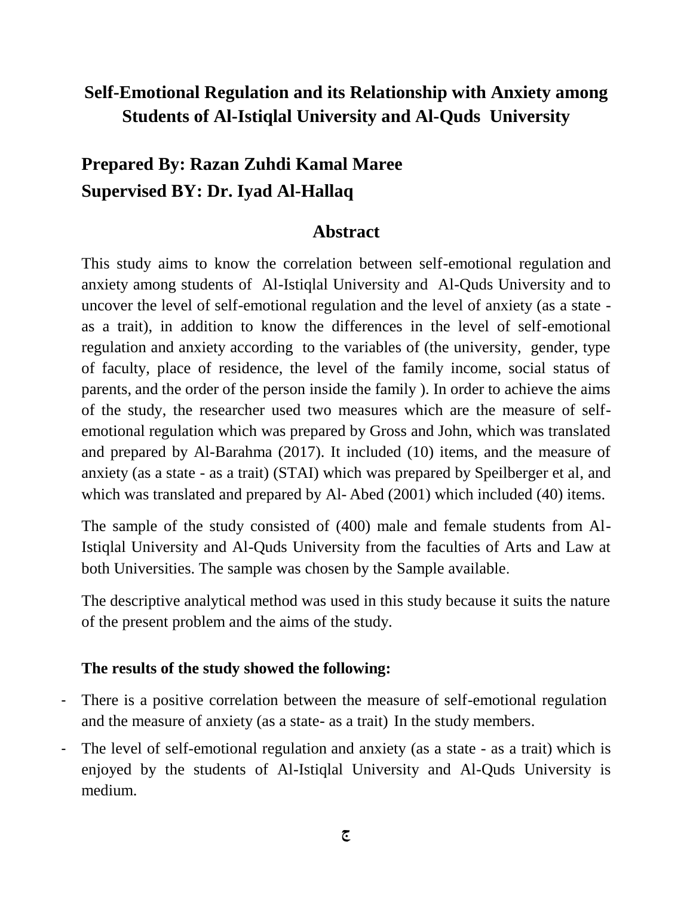# Self-Emotional Regulation and its Relationship with Anxiety among Students of Al-Istiqlal University and Al-Quds University

## Prepared By: Razan Zuhdi Kamal Maree
## Supervised BY: Dr. Iyad Al-Hallaq

## Abstract

This study aims to know the correlation between self-emotional regulation and anxiety among students of Al-Istiqlal University and Al-Quds University and to uncover the level of self-emotional regulation and the level of anxiety (as a state - as a trait), in addition to know the differences in the level of self-emotional regulation and anxiety according to the variables of (the university, gender, type of faculty, place of residence, the level of the family income, social status of parents, and the order of the person inside the family ). In order to achieve the aims of the study, the researcher used two measures which are the measure of self-emotional regulation which was prepared by Gross and John, which was translated and prepared by Al-Barahma (2017). It included (10) items, and the measure of anxiety (as a state - as a trait) (STAI) which was prepared by Speilberger et al, and which was translated and prepared by Al- Abed (2001) which included (40) items.

The sample of the study consisted of (400) male and female students from Al-Istiqlal University and Al-Quds University from the faculties of Arts and Law at both Universities. The sample was chosen by the Sample available.

The descriptive analytical method was used in this study because it suits the nature of the present problem and the aims of the study.

**The results of the study showed the following:**

- There is a positive correlation between the measure of self-emotional regulation and the measure of anxiety (as a state- as a trait) In the study members.
- The level of self-emotional regulation and anxiety (as a state - as a trait) which is enjoyed by the students of Al-Istiqlal University and Al-Quds University is medium.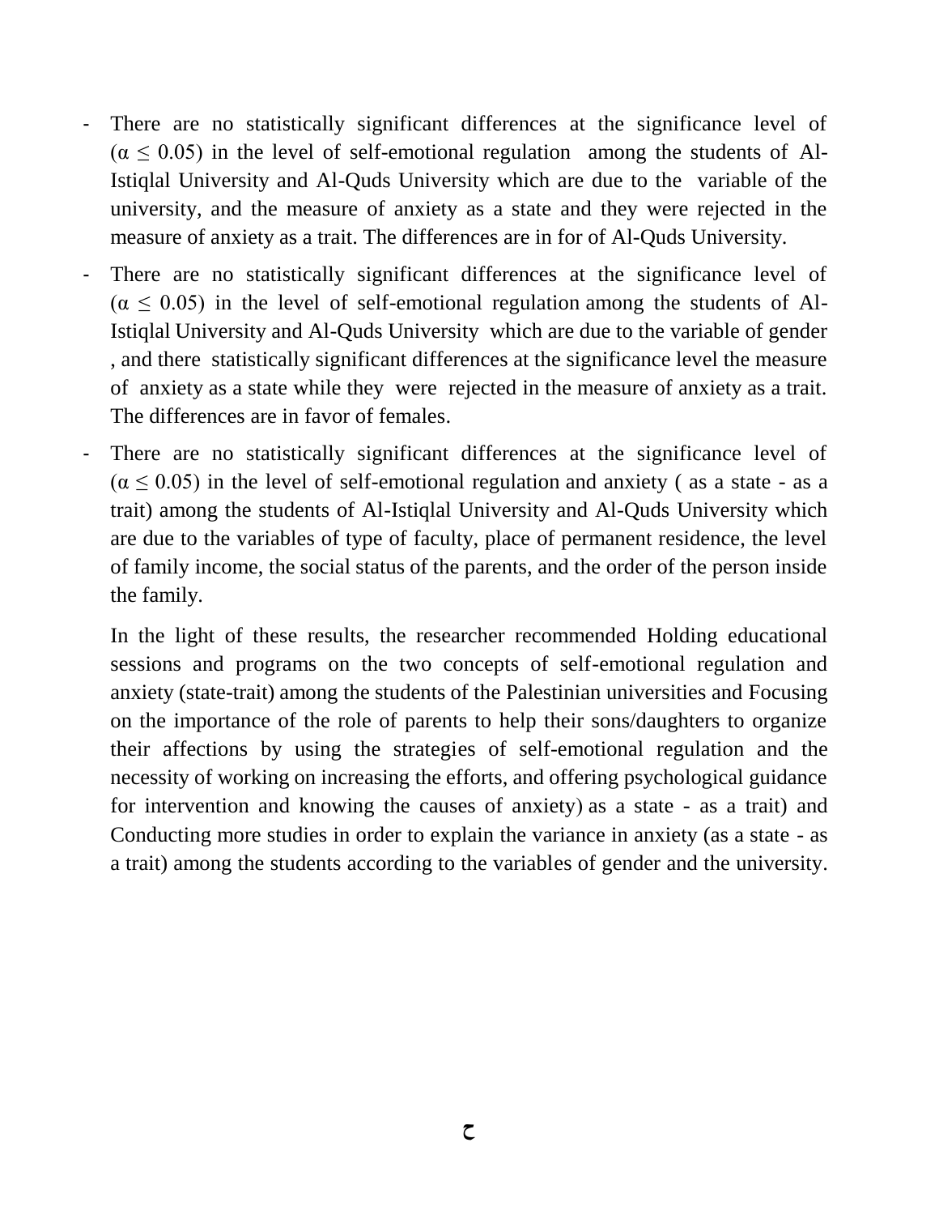- There are no statistically significant differences at the significance level of ($\alpha \leq 0.05$) in the level of self-emotional regulation among the students of Al-Istiqlal University and Al-Quds University which are due to the variable of the university, and the measure of anxiety as a state and they were rejected in the measure of anxiety as a trait. The differences are in for of Al-Quds University.
- There are no statistically significant differences at the significance level of ($\alpha \leq 0.05$) in the level of self-emotional regulation among the students of Al-Istiqlal University and Al-Quds University which are due to the variable of gender , and there statistically significant differences at the significance level the measure of anxiety as a state while they were rejected in the measure of anxiety as a trait. The differences are in favor of females.
- There are no statistically significant differences at the significance level of ($\alpha \leq 0.05$) in the level of self-emotional regulation and anxiety ( as a state - as a trait) among the students of Al-Istiqlal University and Al-Quds University which are due to the variables of type of faculty, place of permanent residence, the level of family income, the social status of the parents, and the order of the person inside the family.

In the light of these results, the researcher recommended Holding educational sessions and programs on the two concepts of self-emotional regulation and anxiety (state-trait) among the students of the Palestinian universities and Focusing on the importance of the role of parents to help their sons/daughters to organize their affections by using the strategies of self-emotional regulation and the necessity of working on increasing the efforts, and offering psychological guidance for intervention and knowing the causes of anxiety) as a state - as a trait) and Conducting more studies in order to explain the variance in anxiety (as a state - as a trait) among the students according to the variables of gender and the university.